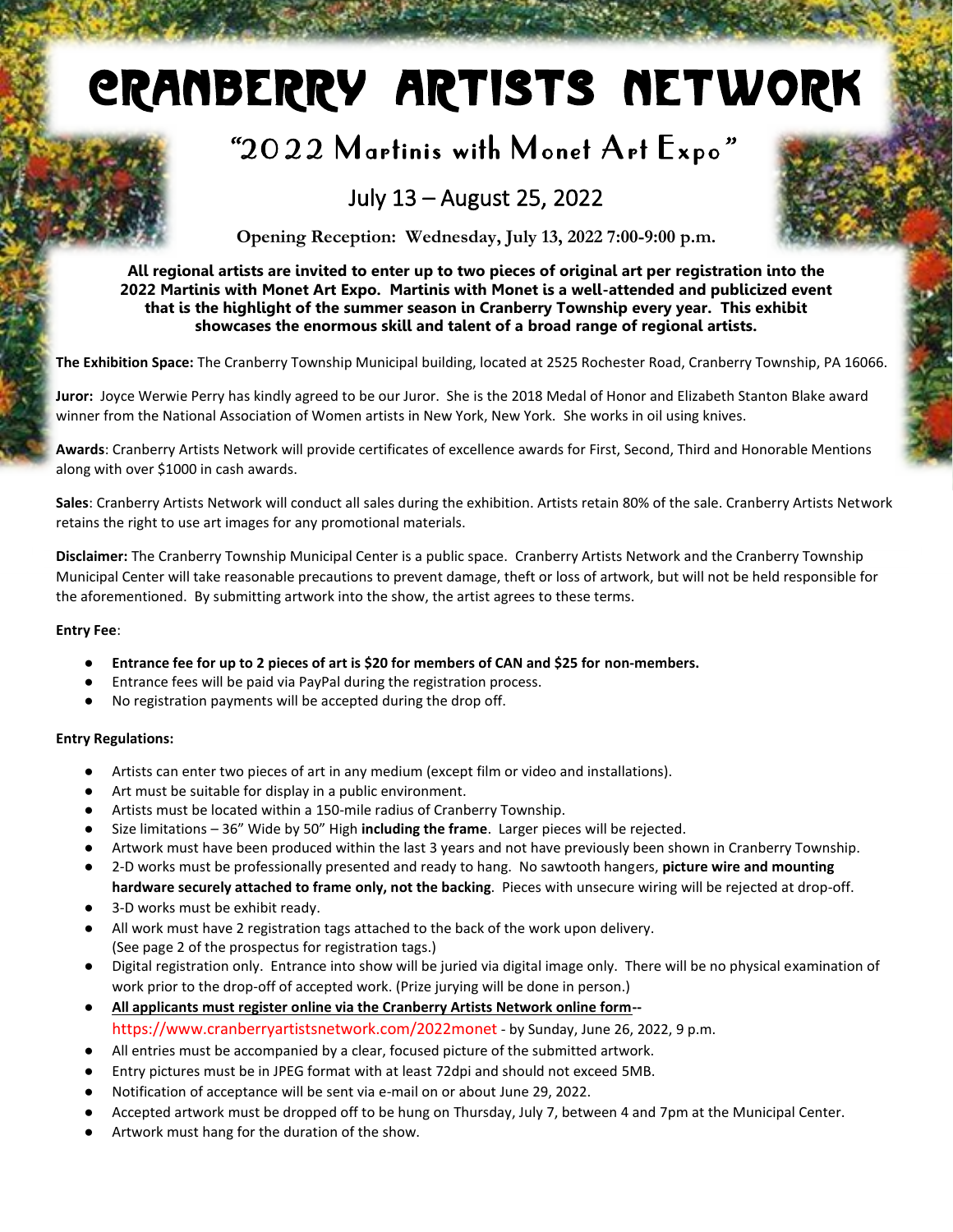# CRANBERRY ARTISTS NETWORK

## "2022 Martinis with Monet Art Expo"

### July 13 – August 25, 2022

**Opening Reception: Wednesday, July 13, 2022 7:00-9:00 p.m.**

**All regional artists are invited to enter up to two pieces of original art per registration into the 2022 Martinis with Monet Art Expo. Martinis with Monet is a well-attended and publicized event that is the highlight of the summer season in Cranberry Township every year. This exhibit showcases the enormous skill and talent of a broad range of regional artists.**

**The Exhibition Space:** The Cranberry Township Municipal building, located at 2525 Rochester Road, Cranberry Township, PA 16066.

**Juror:** Joyce Werwie Perry has kindly agreed to be our Juror. She is the 2018 Medal of Honor and Elizabeth Stanton Blake award winner from the National Association of Women artists in New York, New York. She works in oil using knives.

**Awards**: Cranberry Artists Network will provide certificates of excellence awards for First, Second, Third and Honorable Mentions along with over $1000 in cash awards.

**Sales**: Cranberry Artists Network will conduct all sales during the exhibition. Artists retain 80% of the sale. Cranberry Artists Network retains the right to use art images for any promotional materials.

**Disclaimer:** The Cranberry Township Municipal Center is a public space. Cranberry Artists Network and the Cranberry Township Municipal Center will take reasonable precautions to prevent damage, theft or loss of artwork, but will not be held responsible for the aforementioned. By submitting artwork into the show, the artist agrees to these terms.

**Entry Fee**:

- **Entrance fee for up to 2 pieces of art is $20 for members of CAN and $25 for non-members.**
- Entrance fees will be paid via PayPal during the registration process.
- No registration payments will be accepted during the drop off.

**Entry Regulations:**

- Artists can enter two pieces of art in any medium (except film or video and installations).
- Art must be suitable for display in a public environment.
- Artists must be located within a 150-mile radius of Cranberry Township.
- Size limitations – 36" Wide by 50" High **including the frame**. Larger pieces will be rejected.
- Artwork must have been produced within the last 3 years and not have previously been shown in Cranberry Township.
- 2-D works must be professionally presented and ready to hang. No sawtooth hangers, **picture wire and mounting hardware securely attached to frame only, not the backing**. Pieces with unsecure wiring will be rejected at drop-off.
- 3-D works must be exhibit ready.
- All work must have 2 registration tags attached to the back of the work upon delivery. (See page 2 of the prospectus for registration tags.)
- Digital registration only. Entrance into show will be juried via digital image only. There will be no physical examination of work prior to the drop-off of accepted work. (Prize jurying will be done in person.)
- **All applicants must register online via the Cranberry Artists Network online form--** https://www.cranberryartistsnetwork.com/2022monet - by Sunday, June 26, 2022, 9 p.m.
- All entries must be accompanied by a clear, focused picture of the submitted artwork.
- Entry pictures must be in JPEG format with at least 72dpi and should not exceed 5MB.
- Notification of acceptance will be sent via e-mail on or about June 29, 2022.
- Accepted artwork must be dropped off to be hung on Thursday, July 7, between 4 and 7pm at the Municipal Center.
- Artwork must hang for the duration of the show.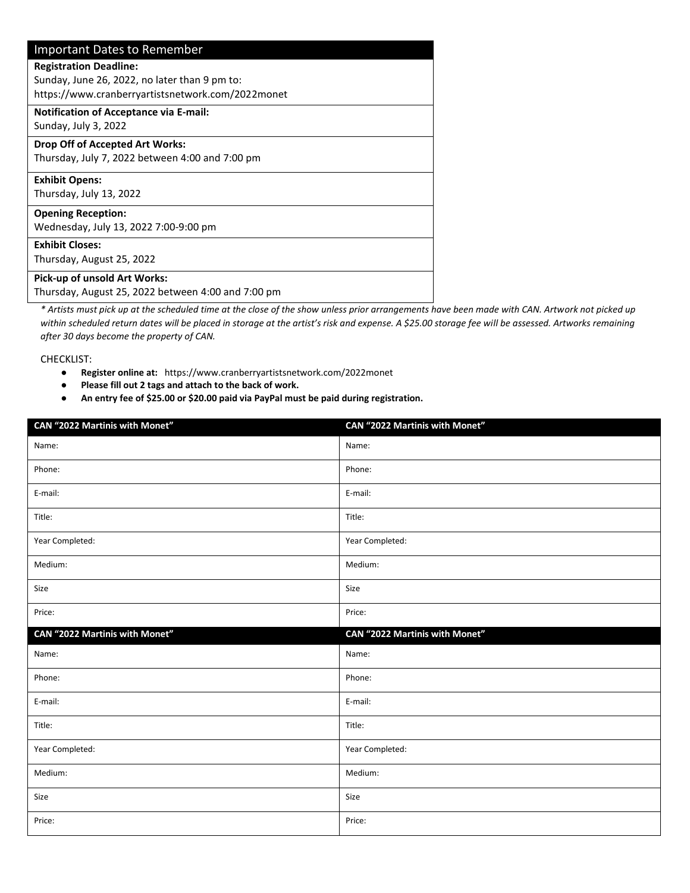## Important Dates to Remember

**Registration Deadline:**
Sunday, June 26, 2022, no later than 9 pm to:
https://www.cranberryartistsnetwork.com/2022monet

**Notification of Acceptance via E-mail:**
Sunday, July 3, 2022

**Drop Off of Accepted Art Works:**
Thursday, July 7, 2022 between 4:00 and 7:00 pm

**Exhibit Opens:**
Thursday, July 13, 2022

**Opening Reception:**
Wednesday, July 13, 2022 7:00-9:00 pm

**Exhibit Closes:**
Thursday, August 25, 2022

**Pick-up of unsold Art Works:**
Thursday, August 25, 2022 between 4:00 and 7:00 pm

*\* Artists must pick up at the scheduled time at the close of the show unless prior arrangements have been made with CAN. Artwork not picked up within scheduled return dates will be placed in storage at the artist's risk and expense. A $25.00 storage fee will be assessed. Artworks remaining after 30 days become the property of CAN.*

CHECKLIST:

- **Register online at:** https://www.cranberryartistsnetwork.com/2022monet
- **Please fill out 2 tags and attach to the back of work.**
- **An entry fee of $25.00 or $20.00 paid via PayPal must be paid during registration.**

| CAN "2022 Martinis with Monet" | CAN "2022 Martinis with Monet" |
|---|---|
| Name: | Name: |
| Phone: | Phone: |
| E-mail: | E-mail: |
| Title: | Title: |
| Year Completed: | Year Completed: |
| Medium: | Medium: |
| Size | Size |
| Price: | Price: |

| CAN "2022 Martinis with Monet" | CAN "2022 Martinis with Monet" |
|---|---|
| Name: | Name: |
| Phone: | Phone: |
| E-mail: | E-mail: |
| Title: | Title: |
| Year Completed: | Year Completed: |
| Medium: | Medium: |
| Size | Size |
| Price: | Price: |